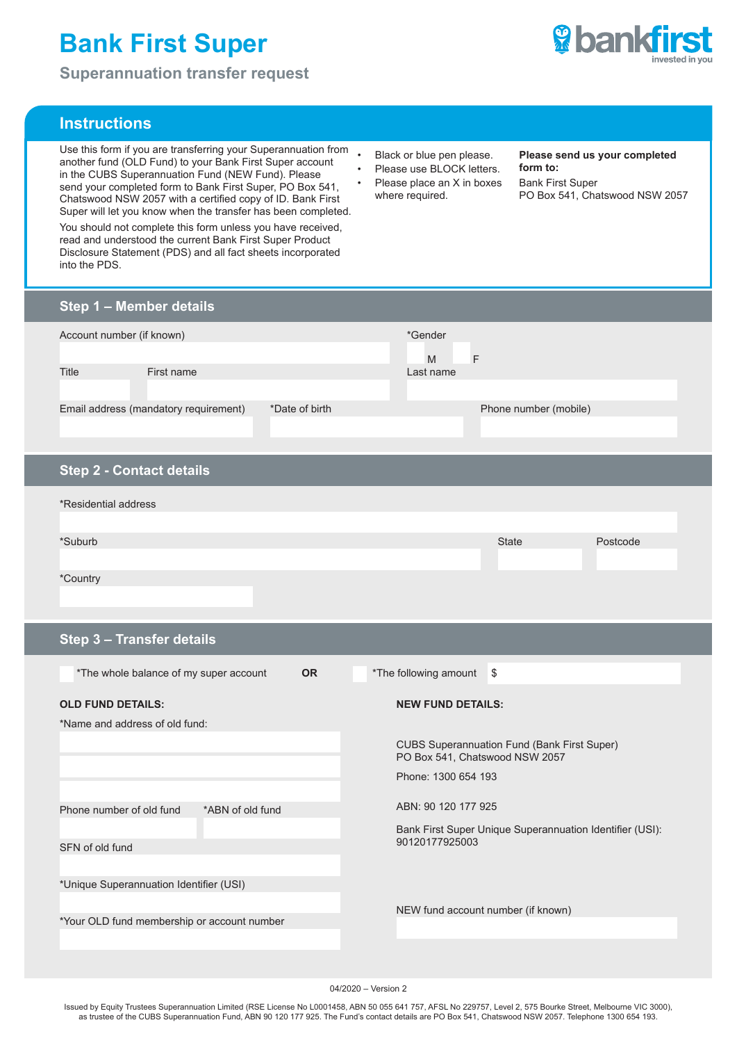# Bank First Super

## Superannuation transfer request

bankfirst
invested in you

## Instructions

Use this form if you are transferring your Superannuation from another fund (OLD Fund) to your Bank First Super account in the CUBS Superannuation Fund (NEW Fund). Please send your completed form to Bank First Super, PO Box 541, Chatswood NSW 2057 with a certified copy of ID. Bank First Super will let you know when the transfer has been completed.

You should not complete this form unless you have received, read and understood the current Bank First Super Product Disclosure Statement (PDS) and all fact sheets incorporated into the PDS.

- Black or blue pen please.
- Please use BLOCK letters.
- Please place an X in boxes where required.

**Please send us your completed form to:**

Bank First Super
PO Box 541, Chatswood NSW 2057

## Step 1 – Member details

Account number (if known)

*Gender ☐ M ☐ F

Title

First name

Last name

Email address (mandatory requirement)

*Date of birth

Phone number (mobile)

## Step 2 - Contact details

*Residential address

*Suburb

State

Postcode

*Country

## Step 3 – Transfer details

☐ *The whole balance of my super account **OR** ☐ *The following amount $

**OLD FUND DETAILS:**

*Name and address of old fund:

Phone number of old fund

*ABN of old fund

SFN of old fund

*Unique Superannuation Identifier (USI)

*Your OLD fund membership or account number

**NEW FUND DETAILS:**

CUBS Superannuation Fund (Bank First Super)
PO Box 541, Chatswood NSW 2057

Phone: 1300 654 193

ABN: 90 120 177 925

Bank First Super Unique Superannuation Identifier (USI): 90120177925003

NEW fund account number (if known)

04/2020 – Version 2

Issued by Equity Trustees Superannuation Limited (RSE License No L0001458, ABN 50 055 641 757, AFSL No 229757, Level 2, 575 Bourke Street, Melbourne VIC 3000), as trustee of the CUBS Superannuation Fund, ABN 90 120 177 925. The Fund's contact details are PO Box 541, Chatswood NSW 2057. Telephone 1300 654 193.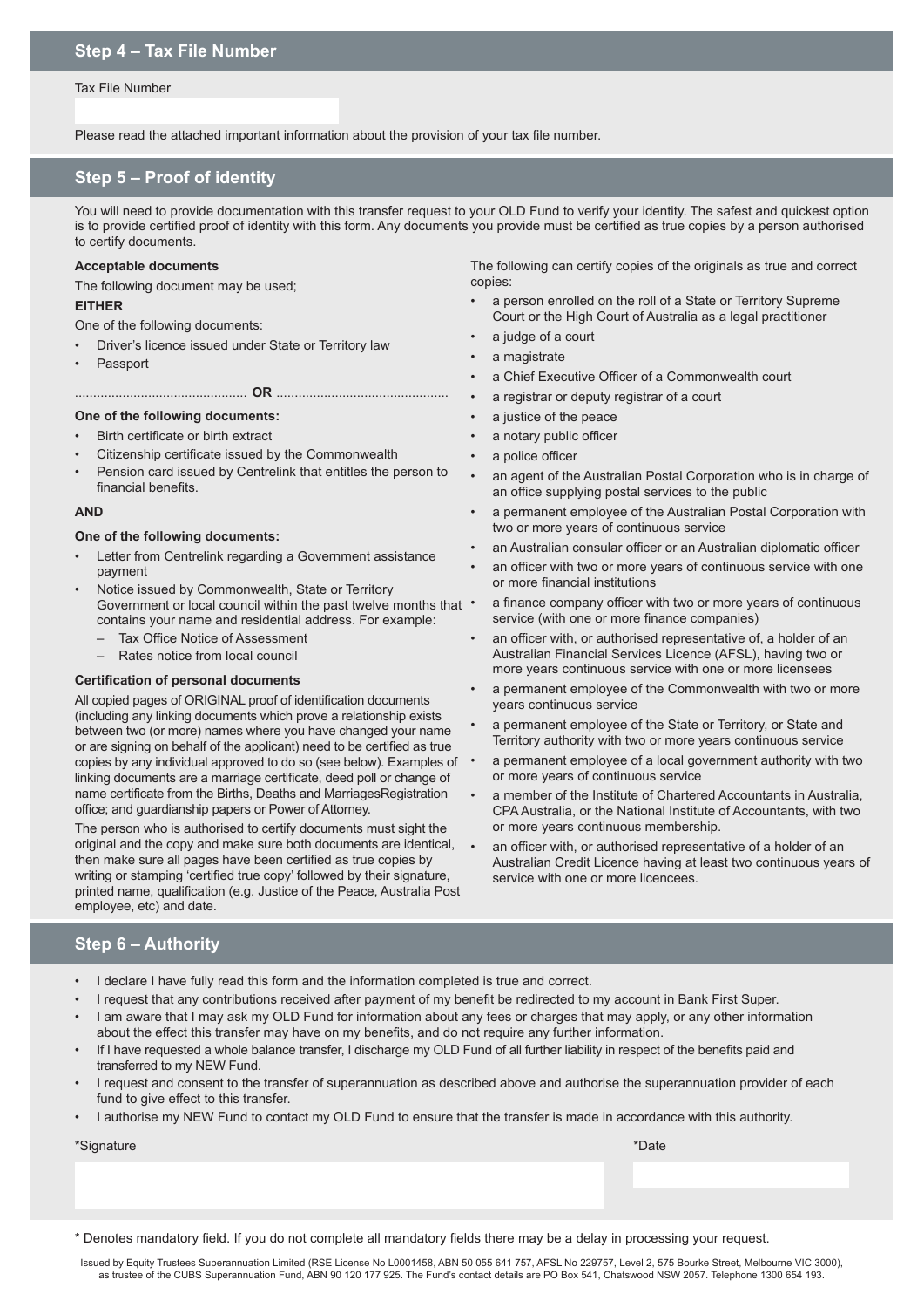## Step 4 – Tax File Number

Tax File Number

Please read the attached important information about the provision of your tax file number.

## Step 5 – Proof of identity

You will need to provide documentation with this transfer request to your OLD Fund to verify your identity. The safest and quickest option is to provide certified proof of identity with this form. Any documents you provide must be certified as true copies by a person authorised to certify documents.

**Acceptable documents**

The following document may be used;

**EITHER**

One of the following documents:

- Driver's licence issued under State or Territory law
- Passport

.............................................. **OR** ..............................................

**One of the following documents:**

- Birth certificate or birth extract
- Citizenship certificate issued by the Commonwealth
- Pension card issued by Centrelink that entitles the person to financial benefits.

**AND**

**One of the following documents:**

- Letter from Centrelink regarding a Government assistance payment
- Notice issued by Commonwealth, State or Territory Government or local council within the past twelve months that contains your name and residential address. For example:
  - Tax Office Notice of Assessment
  - Rates notice from local council

**Certification of personal documents**

All copied pages of ORIGINAL proof of identification documents (including any linking documents which prove a relationship exists between two (or more) names where you have changed your name or are signing on behalf of the applicant) need to be certified as true copies by any individual approved to do so (see below). Examples of linking documents are a marriage certificate, deed poll or change of name certificate from the Births, Deaths and MarriagesRegistration office; and guardianship papers or Power of Attorney.

The person who is authorised to certify documents must sight the original and the copy and make sure both documents are identical, then make sure all pages have been certified as true copies by writing or stamping 'certified true copy' followed by their signature, printed name, qualification (e.g. Justice of the Peace, Australia Post employee, etc) and date.

The following can certify copies of the originals as true and correct copies:

- a person enrolled on the roll of a State or Territory Supreme Court or the High Court of Australia as a legal practitioner
- a judge of a court
- a magistrate
- a Chief Executive Officer of a Commonwealth court
- a registrar or deputy registrar of a court
- a justice of the peace
- a notary public officer
- a police officer
- an agent of the Australian Postal Corporation who is in charge of an office supplying postal services to the public
- a permanent employee of the Australian Postal Corporation with two or more years of continuous service
- an Australian consular officer or an Australian diplomatic officer
- an officer with two or more years of continuous service with one or more financial institutions
- a finance company officer with two or more years of continuous service (with one or more finance companies)
- an officer with, or authorised representative of, a holder of an Australian Financial Services Licence (AFSL), having two or more years continuous service with one or more licensees
- a permanent employee of the Commonwealth with two or more years continuous service
- a permanent employee of the State or Territory, or State and Territory authority with two or more years continuous service
- a permanent employee of a local government authority with two or more years of continuous service
- a member of the Institute of Chartered Accountants in Australia, CPA Australia, or the National Institute of Accountants, with two or more years continuous membership.
- an officer with, or authorised representative of a holder of an Australian Credit Licence having at least two continuous years of service with one or more licencees.

## Step 6 – Authority

- I declare I have fully read this form and the information completed is true and correct.
- I request that any contributions received after payment of my benefit be redirected to my account in Bank First Super.
- I am aware that I may ask my OLD Fund for information about any fees or charges that may apply, or any other information about the effect this transfer may have on my benefits, and do not require any further information.
- If I have requested a whole balance transfer, I discharge my OLD Fund of all further liability in respect of the benefits paid and transferred to my NEW Fund.
- I request and consent to the transfer of superannuation as described above and authorise the superannuation provider of each fund to give effect to this transfer.
- I authorise my NEW Fund to contact my OLD Fund to ensure that the transfer is made in accordance with this authority.

*Signature

*Date

* Denotes mandatory field. If you do not complete all mandatory fields there may be a delay in processing your request.

Issued by Equity Trustees Superannuation Limited (RSE License No L0001458, ABN 50 055 641 757, AFSL No 229757, Level 2, 575 Bourke Street, Melbourne VIC 3000), as trustee of the CUBS Superannuation Fund, ABN 90 120 177 925. The Fund's contact details are PO Box 541, Chatswood NSW 2057. Telephone 1300 654 193.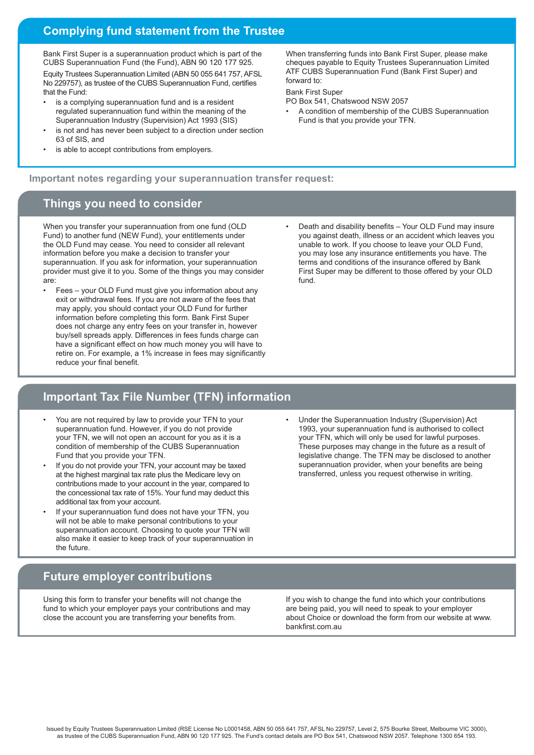## Complying fund statement from the Trustee

Bank First Super is a superannuation product which is part of the CUBS Superannuation Fund (the Fund), ABN 90 120 177 925.

Equity Trustees Superannuation Limited (ABN 50 055 641 757, AFSL No 229757), as trustee of the CUBS Superannuation Fund, certifies that the Fund:

- is a complying superannuation fund and is a resident regulated superannuation fund within the meaning of the Superannuation Industry (Supervision) Act 1993 (SIS)
- is not and has never been subject to a direction under section 63 of SIS, and
- is able to accept contributions from employers.

When transferring funds into Bank First Super, please make cheques payable to Equity Trustees Superannuation Limited ATF CUBS Superannuation Fund (Bank First Super) and forward to:

Bank First Super
PO Box 541, Chatswood NSW 2057

- A condition of membership of the CUBS Superannuation Fund is that you provide your TFN.

**Important notes regarding your superannuation transfer request:**

## Things you need to consider

When you transfer your superannuation from one fund (OLD Fund) to another fund (NEW Fund), your entitlements under the OLD Fund may cease. You need to consider all relevant information before you make a decision to transfer your superannuation. If you ask for information, your superannuation provider must give it to you. Some of the things you may consider are:

- Fees – your OLD Fund must give you information about any exit or withdrawal fees. If you are not aware of the fees that may apply, you should contact your OLD Fund for further information before completing this form. Bank First Super does not charge any entry fees on your transfer in, however buy/sell spreads apply. Differences in fees funds charge can have a significant effect on how much money you will have to retire on. For example, a 1% increase in fees may significantly reduce your final benefit.
- Death and disability benefits – Your OLD Fund may insure you against death, illness or an accident which leaves you unable to work. If you choose to leave your OLD Fund, you may lose any insurance entitlements you have. The terms and conditions of the insurance offered by Bank First Super may be different to those offered by your OLD fund.

## Important Tax File Number (TFN) information

- You are not required by law to provide your TFN to your superannuation fund. However, if you do not provide your TFN, we will not open an account for you as it is a condition of membership of the CUBS Superannuation Fund that you provide your TFN.
- If you do not provide your TFN, your account may be taxed at the highest marginal tax rate plus the Medicare levy on contributions made to your account in the year, compared to the concessional tax rate of 15%. Your fund may deduct this additional tax from your account.
- If your superannuation fund does not have your TFN, you will not be able to make personal contributions to your superannuation account. Choosing to quote your TFN will also make it easier to keep track of your superannuation in the future.
- Under the Superannuation Industry (Supervision) Act 1993, your superannuation fund is authorised to collect your TFN, which will only be used for lawful purposes. These purposes may change in the future as a result of legislative change. The TFN may be disclosed to another superannuation provider, when your benefits are being transferred, unless you request otherwise in writing.

## Future employer contributions

Using this form to transfer your benefits will not change the fund to which your employer pays your contributions and may close the account you are transferring your benefits from.

If you wish to change the fund into which your contributions are being paid, you will need to speak to your employer about Choice or download the form from our website at www.bankfirst.com.au

Issued by Equity Trustees Superannuation Limited (RSE License No L0001458, ABN 50 055 641 757, AFSL No 229757, Level 2, 575 Bourke Street, Melbourne VIC 3000), as trustee of the CUBS Superannuation Fund, ABN 90 120 177 925. The Fund's contact details are PO Box 541, Chatswood NSW 2057. Telephone 1300 654 193.